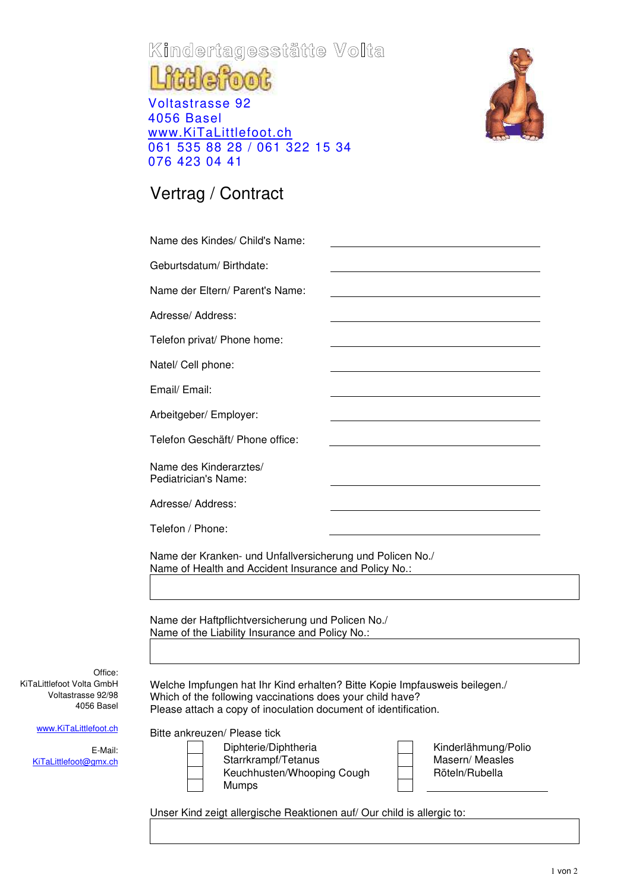Kindertagesstätte Volta

Littlefoot

Voltastrasse 92
4056 Basel
www.KiTaLittlefoot.ch
061 535 88 28 / 061 322 15 34
076 423 04 41

# Vertrag / Contract

Name des Kindes/ Child's Name: ______________________

Geburtsdatum/ Birthdate: ______________________

Name der Eltern/ Parent's Name: ______________________

Adresse/ Address: ______________________

Telefon privat/ Phone home: ______________________

Natel/ Cell phone: ______________________

Email/ Email: ______________________

Arbeitgeber/ Employer: ______________________

Telefon Geschäft/ Phone office: ______________________

Name des Kinderarztes/
Pediatrician's Name: ______________________

Adresse/ Address: ______________________

Telefon / Phone: ______________________

Name der Kranken- und Unfallversicherung und Policen No./
Name of Health and Accident Insurance and Policy No.:

______________________

Name der Haftpflichtversicherung und Policen No./
Name of the Liability Insurance and Policy No.:

______________________

Office:
KiTaLittlefoot Volta GmbH
Voltastrasse 92/98
4056 Basel

www.KiTaLittlefoot.ch

E-Mail:
KiTaLittlefoot@gmx.ch

Welche Impfungen hat Ihr Kind erhalten? Bitte Kopie Impfausweis beilegen./
Which of the following vaccinations does your child have?
Please attach a copy of inoculation document of identification.

Bitte ankreuzen/ Please tick

- [ ] Diphterie/Diphtheria
- [ ] Starrkrampf/Tetanus
- [ ] Keuchhusten/Whooping Cough
- [ ] Mumps
- [ ] Kinderlähmung/Polio
- [ ] Masern/ Measles
- [ ] Röteln/Rubella
- [ ] ______________________

Unser Kind zeigt allergische Reaktionen auf/ Our child is allergic to:

______________________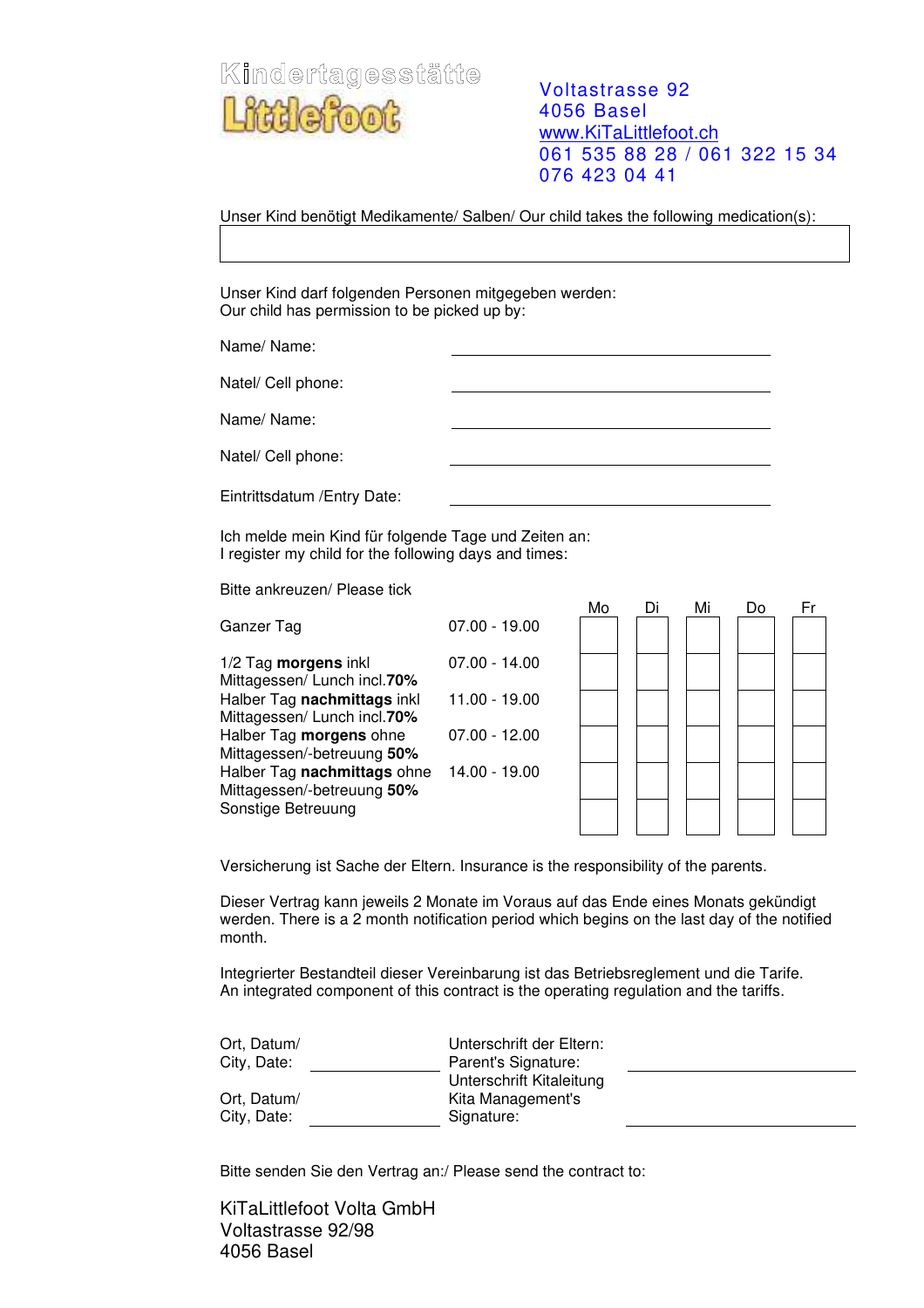Kindertagesstätte
Littlefoot

Voltastrasse 92
4056 Basel
www.KiTaLittlefoot.ch
061 535 88 28 / 061 322 15 34
076 423 04 41

Unser Kind benötigt Medikamente/ Salben/ Our child takes the following medication(s):

Unser Kind darf folgenden Personen mitgegeben werden:
Our child has permission to be picked up by:

Name/ Name: ______________________

Natel/ Cell phone: ______________________

Name/ Name: ______________________

Natel/ Cell phone: ______________________

Eintrittsdatum /Entry Date: ______________________

Ich melde mein Kind für folgende Tage und Zeiten an:
I register my child for the following days and times:

Bitte ankreuzen/ Please tick

| | | Mo | Di | Mi | Do | Fr |
|---|---|---|---|---|---|---|
| Ganzer Tag | 07.00 - 19.00 | | | | | |
| 1/2 Tag **morgens** inkl Mittagessen/ Lunch incl.**70%** | 07.00 - 14.00 | | | | | |
| Halber Tag **nachmittags** inkl Mittagessen/ Lunch incl.**70%** | 11.00 - 19.00 | | | | | |
| Halber Tag **morgens** ohne Mittagessen/-betreuung **50%** | 07.00 - 12.00 | | | | | |
| Halber Tag **nachmittags** ohne Mittagessen/-betreuung **50%** | 14.00 - 19.00 | | | | | |
| Sonstige Betreuung | | | | | | |

Versicherung ist Sache der Eltern. Insurance is the responsibility of the parents.

Dieser Vertrag kann jeweils 2 Monate im Voraus auf das Ende eines Monats gekündigt werden. There is a 2 month notification period which begins on the last day of the notified month.

Integrierter Bestandteil dieser Vereinbarung ist das Betriebsreglement und die Tarife.
An integrated component of this contract is the operating regulation and the tariffs.

Ort, Datum/
City, Date: ______________ Unterschrift der Eltern:
Parent's Signature: ______________________

Ort, Datum/
City, Date: ______________ Unterschrift Kitaleitung
Kita Management's
Signature: ______________________

Bitte senden Sie den Vertrag an:/ Please send the contract to:

KiTaLittlefoot Volta GmbH
Voltastrasse 92/98
4056 Basel